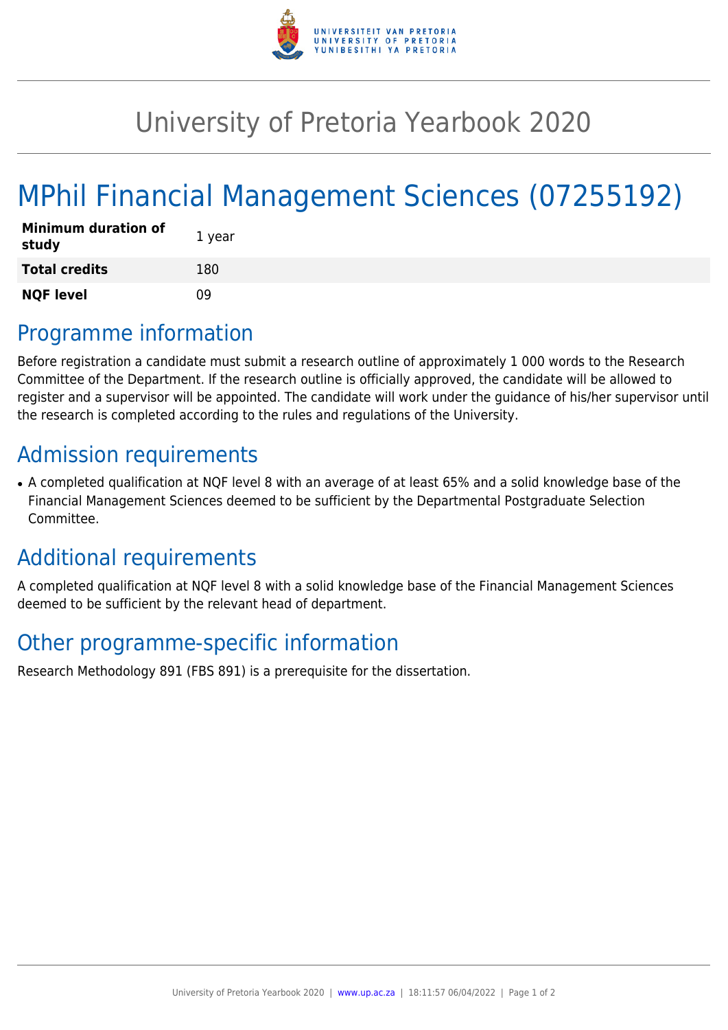# University of Pretoria Yearbook 2020

# MPhil Financial Management Sciences (07255192)

| | |
|---|---|
| **Minimum duration of study** | 1 year |
| **Total credits** | 180 |
| **NQF level** | 09 |

## Programme information

Before registration a candidate must submit a research outline of approximately 1 000 words to the Research Committee of the Department. If the research outline is officially approved, the candidate will be allowed to register and a supervisor will be appointed. The candidate will work under the guidance of his/her supervisor until the research is completed according to the rules and regulations of the University.

## Admission requirements

- A completed qualification at NQF level 8 with an average of at least 65% and a solid knowledge base of the Financial Management Sciences deemed to be sufficient by the Departmental Postgraduate Selection Committee.

## Additional requirements

A completed qualification at NQF level 8 with a solid knowledge base of the Financial Management Sciences deemed to be sufficient by the relevant head of department.

## Other programme-specific information

Research Methodology 891 (FBS 891) is a prerequisite for the dissertation.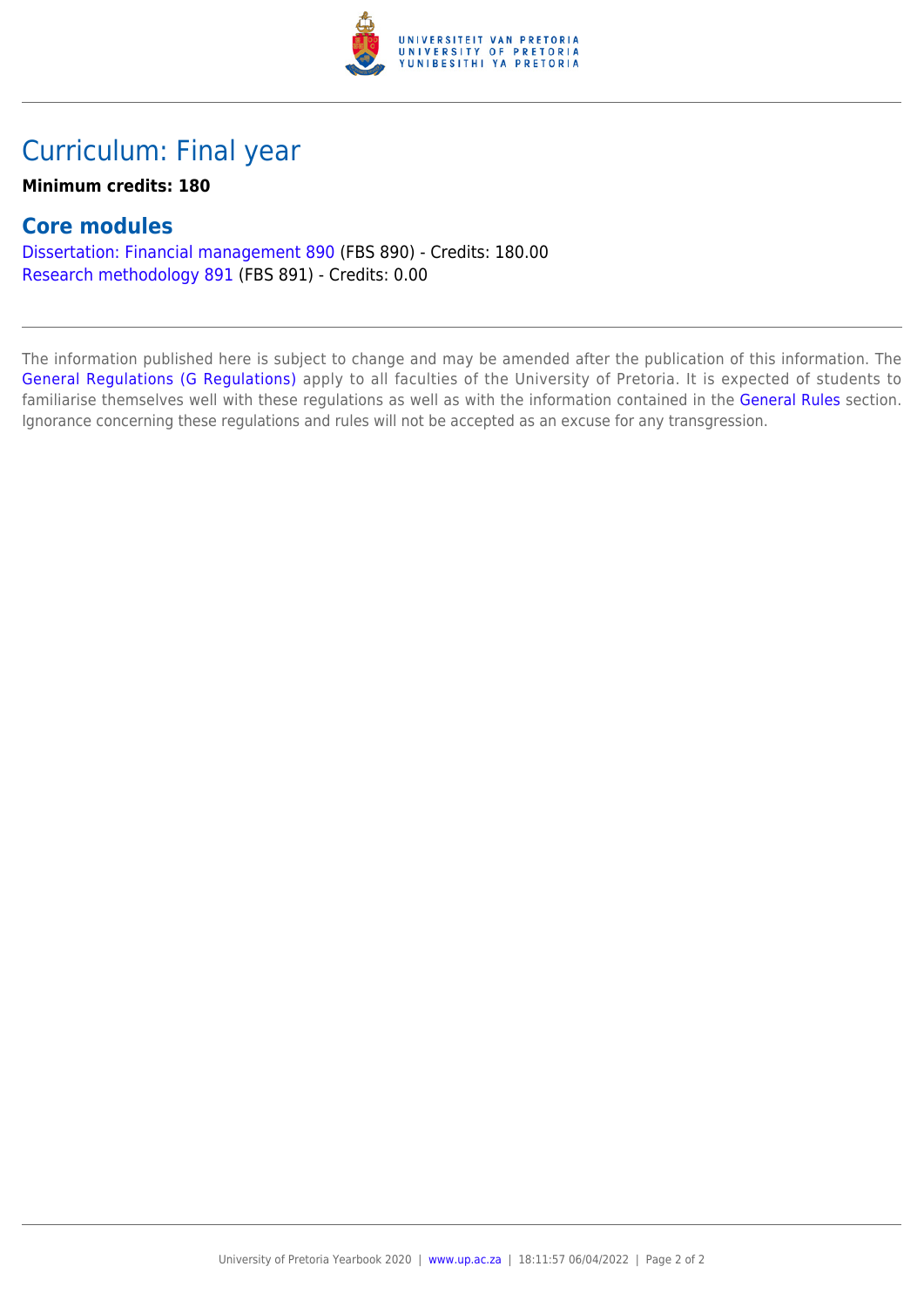# Curriculum: Final year

**Minimum credits: 180**

## Core modules

Dissertation: Financial management 890 (FBS 890) - Credits: 180.00
Research methodology 891 (FBS 891) - Credits: 0.00

The information published here is subject to change and may be amended after the publication of this information. The General Regulations (G Regulations) apply to all faculties of the University of Pretoria. It is expected of students to familiarise themselves well with these regulations as well as with the information contained in the General Rules section. Ignorance concerning these regulations and rules will not be accepted as an excuse for any transgression.